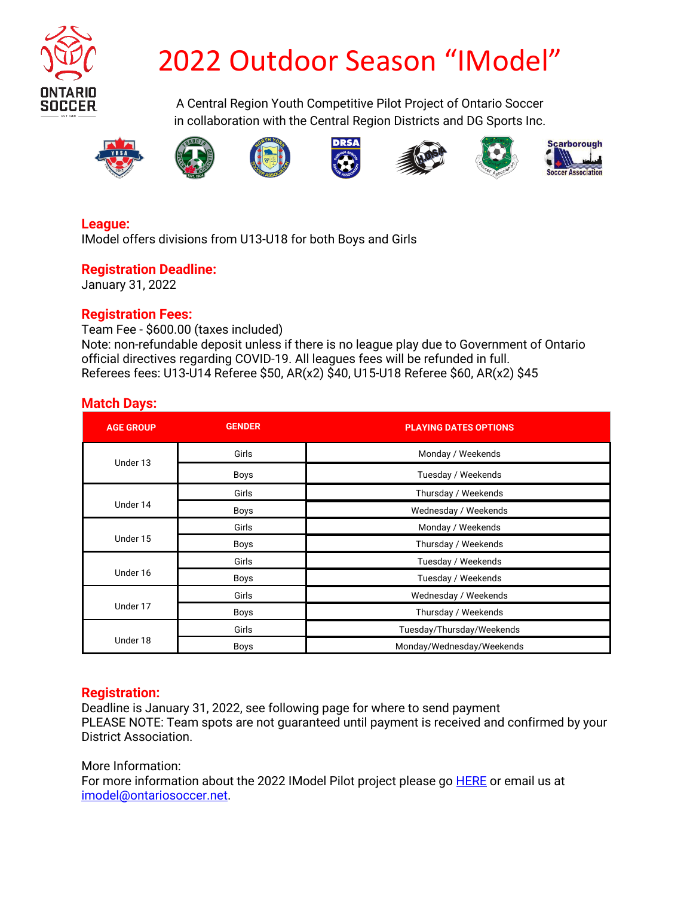# 2022 Outdoor Season "IModel"

A Central Region Youth Competitive Pilot Project of Ontario Soccer
in collaboration with the Central Region Districts and DG Sports Inc.

## League:

IModel offers divisions from U13-U18 for both Boys and Girls

## Registration Deadline:

January 31, 2022

## Registration Fees:

Team Fee - $600.00 (taxes included)
Note: non-refundable deposit unless if there is no league play due to Government of Ontario official directives regarding COVID-19. All leagues fees will be refunded in full.
Referees fees: U13-U14 Referee $50, AR(x2) $40, U15-U18 Referee $60, AR(x2) $45

## Match Days:

| AGE GROUP | GENDER | PLAYING DATES OPTIONS |
|---|---|---|
| Under 13 | Girls | Monday / Weekends |
| | Boys | Tuesday / Weekends |
| Under 14 | Girls | Thursday / Weekends |
| | Boys | Wednesday / Weekends |
| Under 15 | Girls | Monday / Weekends |
| | Boys | Thursday / Weekends |
| Under 16 | Girls | Tuesday / Weekends |
| | Boys | Tuesday / Weekends |
| Under 17 | Girls | Wednesday / Weekends |
| | Boys | Thursday / Weekends |
| Under 18 | Girls | Tuesday/Thursday/Weekends |
| | Boys | Monday/Wednesday/Weekends |

## Registration:

Deadline is January 31, 2022, see following page for where to send payment
PLEASE NOTE: Team spots are not guaranteed until payment is received and confirmed by your District Association.

More Information:
For more information about the 2022 IModel Pilot project please go HERE or email us at imodel@ontariosoccer.net.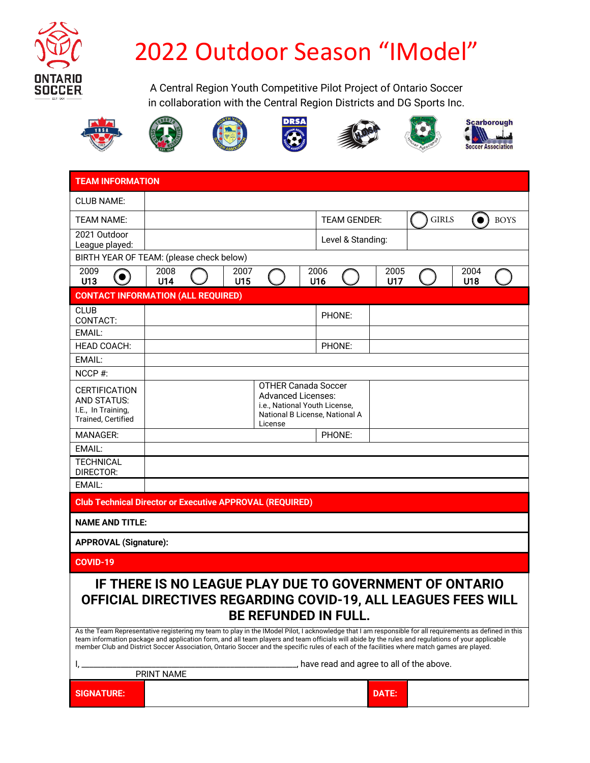# 2022 Outdoor Season "IModel"

A Central Region Youth Competitive Pilot Project of Ontario Soccer
in collaboration with the Central Region Districts and DG Sports Inc.

| TEAM INFORMATION | | | | | | | | | | | |
|---|---|---|---|---|---|---|---|---|---|---|---|
| CLUB NAME: | | | | | | | | | | | |
| TEAM NAME: | | | | TEAM GENDER: | | ○ GIRLS | | ◉ BOYS | | | |
| 2021 Outdoor League played: | | | | Level & Standing: | | | | | | | |
| BIRTH YEAR OF TEAM: (please check below) | | | | | | | | | | | |
| 2009 U13 | ◉ | 2008 U14 | ○ | 2007 U15 | ○ | 2006 U16 | ○ | 2005 U17 | ○ | 2004 U18 | ○ |

| CONTACT INFORMATION (ALL REQUIRED) | | | |
|---|---|---|---|
| CLUB CONTACT: | | PHONE: | |
| EMAIL: | | | |
| HEAD COACH: | | PHONE: | |
| EMAIL: | | | |
| NCCP #: | | | |
| CERTIFICATION AND STATUS: I.E., In Training, Trained, Certified | | OTHER Canada Soccer Advanced Licenses: i.e., National Youth License, National B License, National A License | |
| MANAGER: | | PHONE: | |
| EMAIL: | | | |
| TECHNICAL DIRECTOR: | | | |
| EMAIL: | | | |

| Club Technical Director or Executive APPROVAL (REQUIRED) |
|---|
| **NAME AND TITLE:** |
| **APPROVAL (Signature):** |

**COVID-19**

**IF THERE IS NO LEAGUE PLAY DUE TO GOVERNMENT OF ONTARIO OFFICIAL DIRECTIVES REGARDING COVID-19, ALL LEAGUES FEES WILL BE REFUNDED IN FULL.**

As the Team Representative registering my team to play in the IModel Pilot, I acknowledge that I am responsible for all requirements as defined in this team information package and application form, and all team players and team officials will abide by the rules and regulations of your applicable member Club and District Soccer Association, Ontario Soccer and the specific rules of each of the facilities where match games are played.

I, ___________________________________________________, have read and agree to all of the above.

PRINT NAME

| SIGNATURE: | | DATE: | |
|---|---|---|---|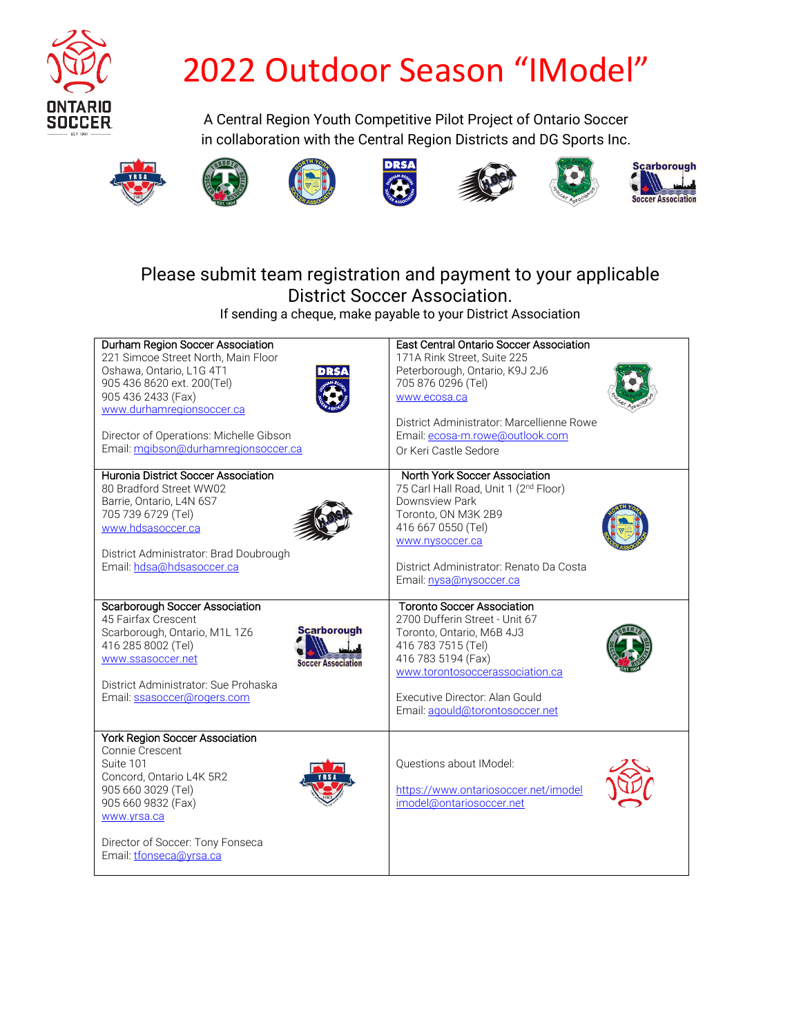# 2022 Outdoor Season "IModel"

A Central Region Youth Competitive Pilot Project of Ontario Soccer
in collaboration with the Central Region Districts and DG Sports Inc.

## Please submit team registration and payment to your applicable District Soccer Association.

If sending a cheque, make payable to your District Association

| | |
|---|---|
| Durham Region Soccer Association<br>221 Simcoe Street North, Main Floor<br>Oshawa, Ontario, L1G 4T1<br>905 436 8620 ext. 200(Tel)<br>905 436 2433 (Fax)<br>www.durhamregionsoccer.ca<br><br>Director of Operations: Michelle Gibson<br>Email: mgibson@durhamregionsoccer.ca | East Central Ontario Soccer Association<br>171A Rink Street, Suite 225<br>Peterborough, Ontario, K9J 2J6<br>705 876 0296 (Tel)<br>www.ecosa.ca<br><br>District Administrator: Marcellienne Rowe<br>Email: ecosa-m.rowe@outlook.com<br>Or Keri Castle Sedore |
| Huronia District Soccer Association<br>80 Bradford Street WW02<br>Barrie, Ontario, L4N 6S7<br>705 739 6729 (Tel)<br>www.hdsasoccer.ca<br><br>District Administrator: Brad Doubrough<br>Email: hdsa@hdsasoccer.ca | North York Soccer Association<br>75 Carl Hall Road, Unit 1 (2nd Floor)<br>Downsview Park<br>Toronto, ON M3K 2B9<br>416 667 0550 (Tel)<br>www.nysoccer.ca<br><br>District Administrator: Renato Da Costa<br>Email: nysa@nysoccer.ca |
| Scarborough Soccer Association<br>45 Fairfax Crescent<br>Scarborough, Ontario, M1L 1Z6<br>416 285 8002 (Tel)<br>www.ssasoccer.net<br><br>District Administrator: Sue Prohaska<br>Email: ssasoccer@rogers.com | Toronto Soccer Association<br>2700 Dufferin Street - Unit 67<br>Toronto, Ontario, M6B 4J3<br>416 783 7515 (Tel)<br>416 783 5194 (Fax)<br>www.torontosoccerassociation.ca<br><br>Executive Director: Alan Gould<br>Email: agould@torontosoccer.net |
| York Region Soccer Association<br>Connie Crescent<br>Suite 101<br>Concord, Ontario L4K 5R2<br>905 660 3029 (Tel)<br>905 660 9832 (Fax)<br>www.yrsa.ca<br><br>Director of Soccer: Tony Fonseca<br>Email: tfonseca@yrsa.ca | Questions about IModel:<br><br>https://www.ontariosoccer.net/imodel<br>imodel@ontariosoccer.net |